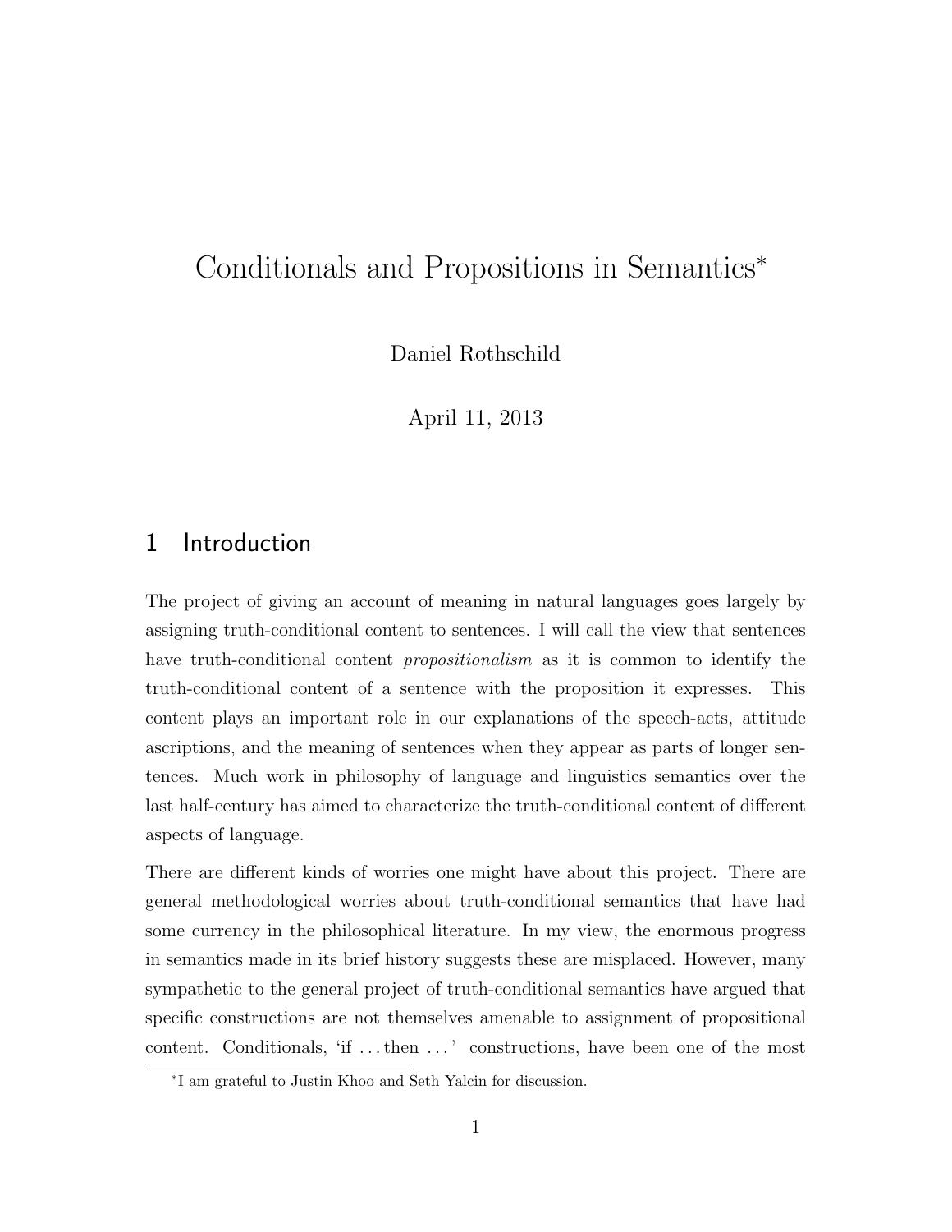# Conditionals and Propositions in Semantics*

Daniel Rothschild

April 11, 2013

## 1 Introduction

The project of giving an account of meaning in natural languages goes largely by assigning truth-conditional content to sentences. I will call the view that sentences have truth-conditional content *propositionalism* as it is common to identify the truth-conditional content of a sentence with the proposition it expresses. This content plays an important role in our explanations of the speech-acts, attitude ascriptions, and the meaning of sentences when they appear as parts of longer sentences. Much work in philosophy of language and linguistics semantics over the last half-century has aimed to characterize the truth-conditional content of different aspects of language.

There are different kinds of worries one might have about this project. There are general methodological worries about truth-conditional semantics that have had some currency in the philosophical literature. In my view, the enormous progress in semantics made in its brief history suggests these are misplaced. However, many sympathetic to the general project of truth-conditional semantics have argued that specific constructions are not themselves amenable to assignment of propositional content. Conditionals, 'if ... then ...' constructions, have been one of the most

*I am grateful to Justin Khoo and Seth Yalcin for discussion.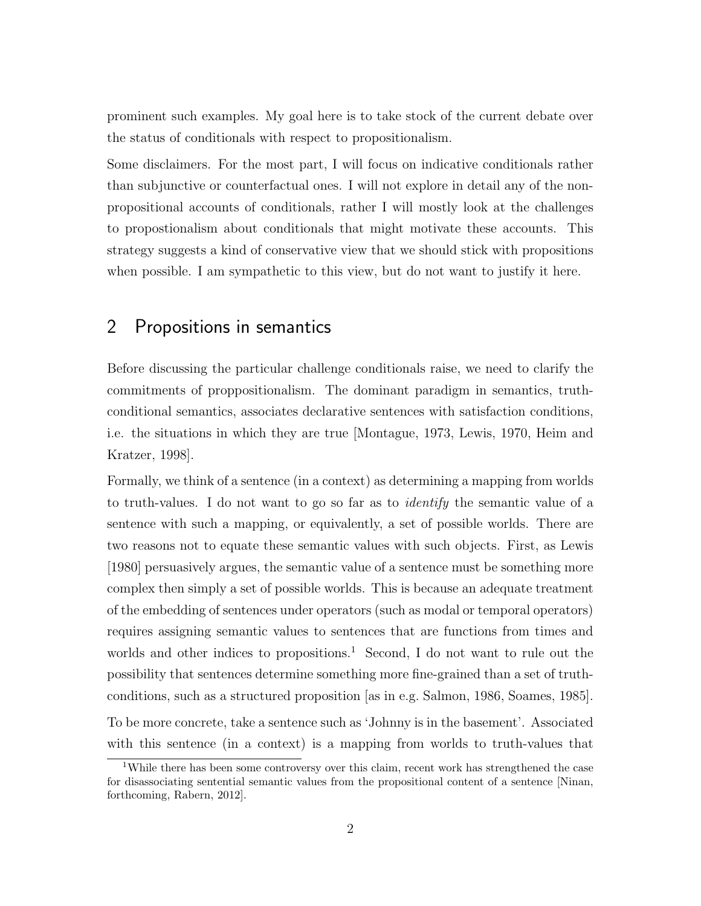prominent such examples. My goal here is to take stock of the current debate over the status of conditionals with respect to propositionalism.

Some disclaimers. For the most part, I will focus on indicative conditionals rather than subjunctive or counterfactual ones. I will not explore in detail any of the non-propositional accounts of conditionals, rather I will mostly look at the challenges to propostionalism about conditionals that might motivate these accounts. This strategy suggests a kind of conservative view that we should stick with propositions when possible. I am sympathetic to this view, but do not want to justify it here.

## 2 Propositions in semantics

Before discussing the particular challenge conditionals raise, we need to clarify the commitments of proppositionalism. The dominant paradigm in semantics, truth-conditional semantics, associates declarative sentences with satisfaction conditions, i.e. the situations in which they are true [Montague, 1973, Lewis, 1970, Heim and Kratzer, 1998].

Formally, we think of a sentence (in a context) as determining a mapping from worlds to truth-values. I do not want to go so far as to *identify* the semantic value of a sentence with such a mapping, or equivalently, a set of possible worlds. There are two reasons not to equate these semantic values with such objects. First, as Lewis [1980] persuasively argues, the semantic value of a sentence must be something more complex then simply a set of possible worlds. This is because an adequate treatment of the embedding of sentences under operators (such as modal or temporal operators) requires assigning semantic values to sentences that are functions from times and worlds and other indices to propositions.[1] Second, I do not want to rule out the possibility that sentences determine something more fine-grained than a set of truth-conditions, such as a structured proposition [as in e.g. Salmon, 1986, Soames, 1985].

To be more concrete, take a sentence such as 'Johnny is in the basement'. Associated with this sentence (in a context) is a mapping from worlds to truth-values that

[1] While there has been some controversy over this claim, recent work has strengthened the case for disassociating sentential semantic values from the propositional content of a sentence [Ninan, forthcoming, Rabern, 2012].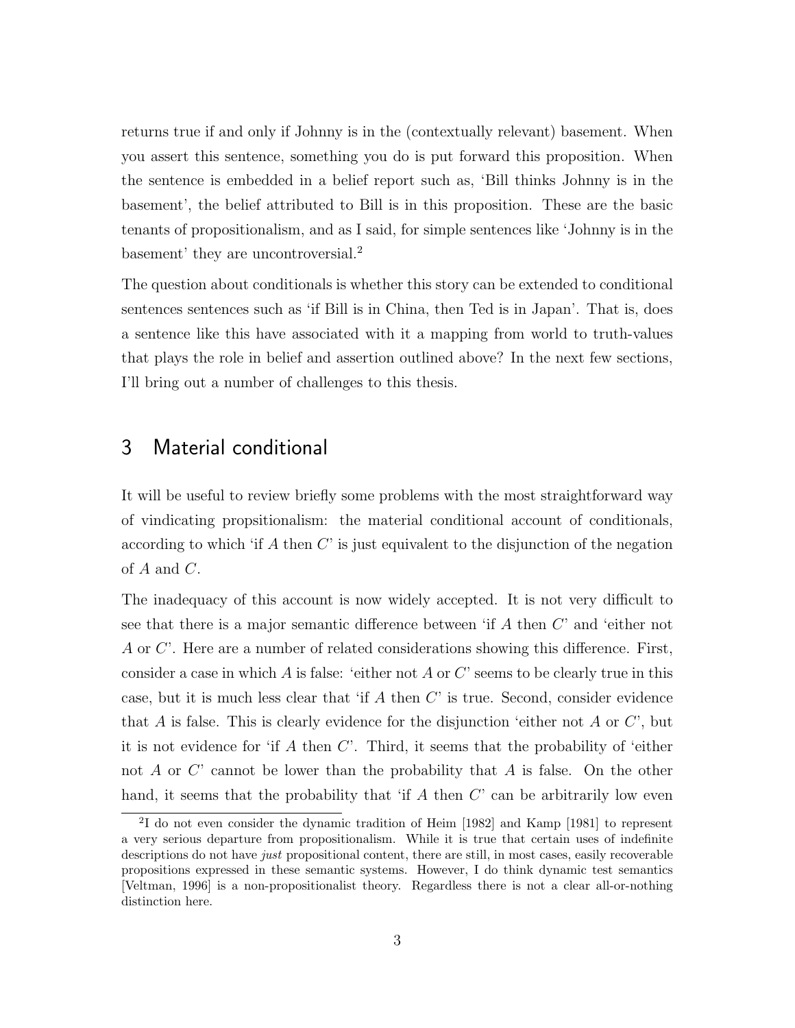returns true if and only if Johnny is in the (contextually relevant) basement. When you assert this sentence, something you do is put forward this proposition. When the sentence is embedded in a belief report such as, 'Bill thinks Johnny is in the basement', the belief attributed to Bill is in this proposition. These are the basic tenants of propositionalism, and as I said, for simple sentences like 'Johnny is in the basement' they are uncontroversial.[2]

The question about conditionals is whether this story can be extended to conditional sentences sentences such as 'if Bill is in China, then Ted is in Japan'. That is, does a sentence like this have associated with it a mapping from world to truth-values that plays the role in belief and assertion outlined above? In the next few sections, I'll bring out a number of challenges to this thesis.

## 3 Material conditional

It will be useful to review briefly some problems with the most straightforward way of vindicating propsitionalism: the material conditional account of conditionals, according to which 'if $A$ then $C$' is just equivalent to the disjunction of the negation of $A$ and $C$.

The inadequacy of this account is now widely accepted. It is not very difficult to see that there is a major semantic difference between 'if $A$ then $C$' and 'either not $A$ or $C$'. Here are a number of related considerations showing this difference. First, consider a case in which $A$ is false: 'either not $A$ or $C$' seems to be clearly true in this case, but it is much less clear that 'if $A$ then $C$' is true. Second, consider evidence that $A$ is false. This is clearly evidence for the disjunction 'either not $A$ or $C$', but it is not evidence for 'if $A$ then $C$'. Third, it seems that the probability of 'either not $A$ or $C$' cannot be lower than the probability that $A$ is false. On the other hand, it seems that the probability that 'if $A$ then $C$' can be arbitrarily low even

[2] I do not even consider the dynamic tradition of Heim [1982] and Kamp [1981] to represent a very serious departure from propositionalism. While it is true that certain uses of indefinite descriptions do not have *just* propositional content, there are still, in most cases, easily recoverable propositions expressed in these semantic systems. However, I do think dynamic test semantics [Veltman, 1996] is a non-propositionalist theory. Regardless there is not a clear all-or-nothing distinction here.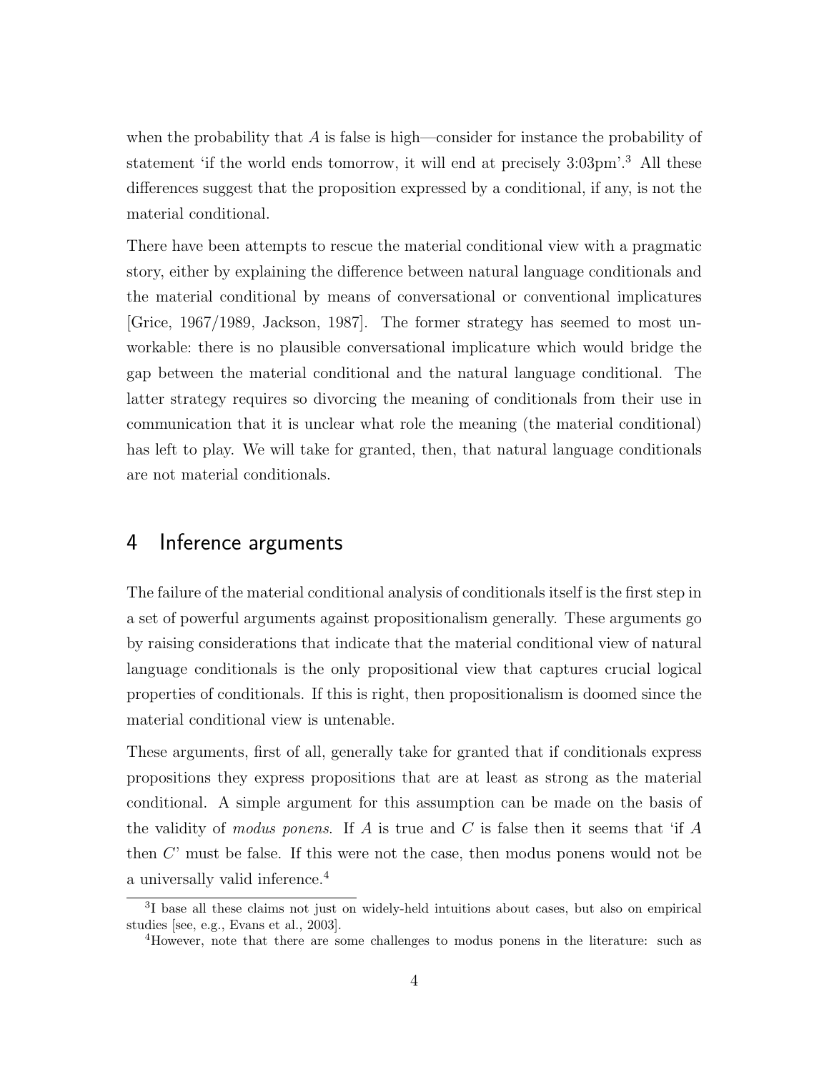when the probability that $A$ is false is high—consider for instance the probability of statement 'if the world ends tomorrow, it will end at precisely 3:03pm'.[3] All these differences suggest that the proposition expressed by a conditional, if any, is not the material conditional.

There have been attempts to rescue the material conditional view with a pragmatic story, either by explaining the difference between natural language conditionals and the material conditional by means of conversational or conventional implicatures [Grice, 1967/1989, Jackson, 1987]. The former strategy has seemed to most unworkable: there is no plausible conversational implicature which would bridge the gap between the material conditional and the natural language conditional. The latter strategy requires so divorcing the meaning of conditionals from their use in communication that it is unclear what role the meaning (the material conditional) has left to play. We will take for granted, then, that natural language conditionals are not material conditionals.

## 4 Inference arguments

The failure of the material conditional analysis of conditionals itself is the first step in a set of powerful arguments against propositionalism generally. These arguments go by raising considerations that indicate that the material conditional view of natural language conditionals is the only propositional view that captures crucial logical properties of conditionals. If this is right, then propositionalism is doomed since the material conditional view is untenable.

These arguments, first of all, generally take for granted that if conditionals express propositions they express propositions that are at least as strong as the material conditional. A simple argument for this assumption can be made on the basis of the validity of *modus ponens*. If $A$ is true and $C$ is false then it seems that 'if $A$ then $C$' must be false. If this were not the case, then modus ponens would not be a universally valid inference.[4]

---

[3] I base all these claims not just on widely-held intuitions about cases, but also on empirical studies [see, e.g., Evans et al., 2003].

[4] However, note that there are some challenges to modus ponens in the literature: such as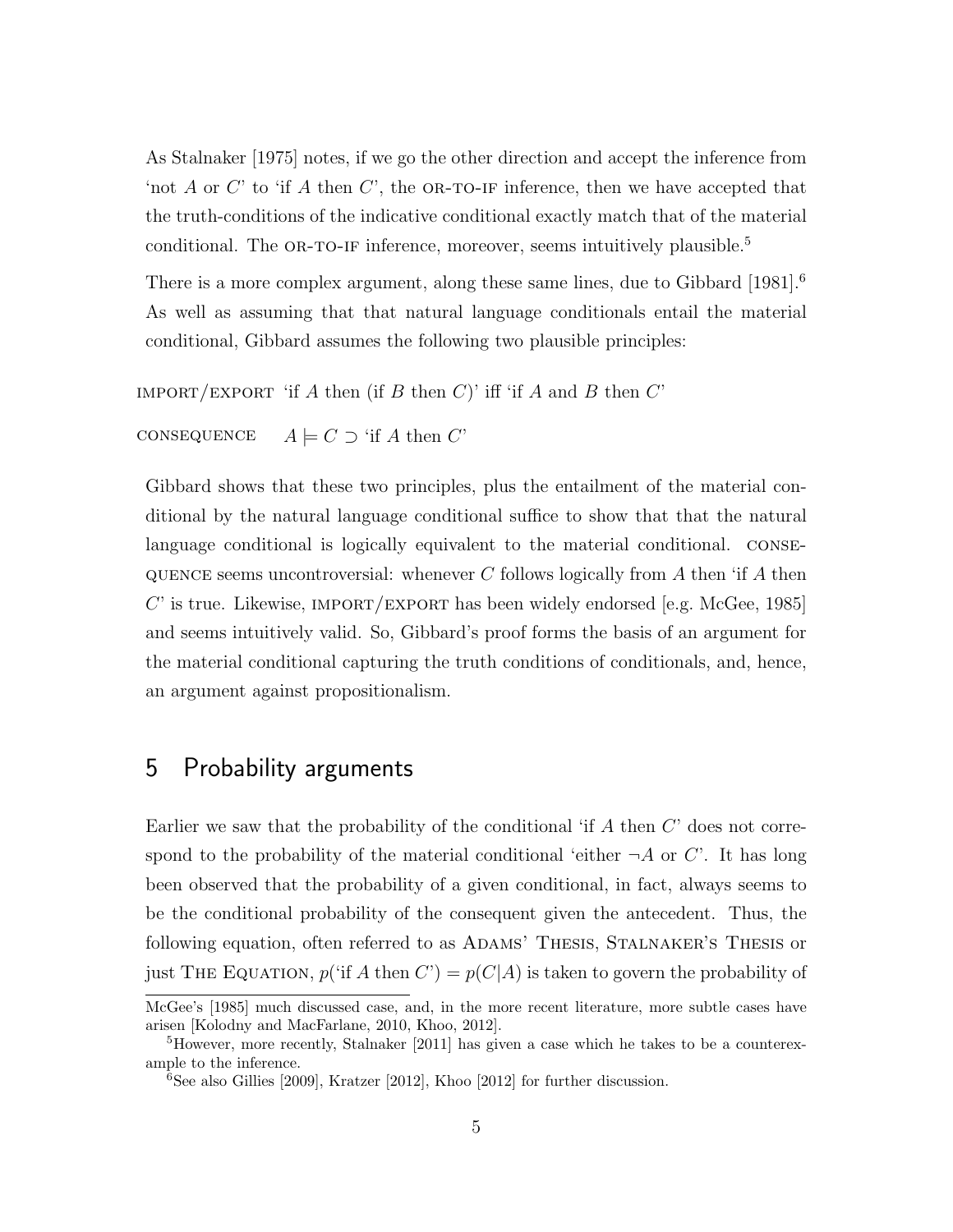As Stalnaker [1975] notes, if we go the other direction and accept the inference from 'not $A$ or $C$' to 'if $A$ then $C$', the OR-TO-IF inference, then we have accepted that the truth-conditions of the indicative conditional exactly match that of the material conditional. The OR-TO-IF inference, moreover, seems intuitively plausible.[5]

There is a more complex argument, along these same lines, due to Gibbard [1981].[6] As well as assuming that that natural language conditionals entail the material conditional, Gibbard assumes the following two plausible principles:

IMPORT/EXPORT 'if $A$ then (if $B$ then $C$)' iff 'if $A$ and $B$ then $C$'

CONSEQUENCE $A \models C \supset$ 'if $A$ then $C$'

Gibbard shows that these two principles, plus the entailment of the material conditional by the natural language conditional suffice to show that that the natural language conditional is logically equivalent to the material conditional. CONSEQUENCE seems uncontroversial: whenever $C$ follows logically from $A$ then 'if $A$ then $C$' is true. Likewise, IMPORT/EXPORT has been widely endorsed [e.g. McGee, 1985] and seems intuitively valid. So, Gibbard's proof forms the basis of an argument for the material conditional capturing the truth conditions of conditionals, and, hence, an argument against propositionalism.

## 5 Probability arguments

Earlier we saw that the probability of the conditional 'if $A$ then $C$' does not correspond to the probability of the material conditional 'either $\neg A$ or $C$'. It has long been observed that the probability of a given conditional, in fact, always seems to be the conditional probability of the consequent given the antecedent. Thus, the following equation, often referred to as ADAMS' THESIS, STALNAKER'S THESIS or just THE EQUATION, $p(\text{'if } A \text{ then } C\text{'}) = p(C|A)$ is taken to govern the probability of

McGee's [1985] much discussed case, and, in the more recent literature, more subtle cases have arisen [Kolodny and MacFarlane, 2010, Khoo, 2012].

[5] However, more recently, Stalnaker [2011] has given a case which he takes to be a counterexample to the inference.

[6] See also Gillies [2009], Kratzer [2012], Khoo [2012] for further discussion.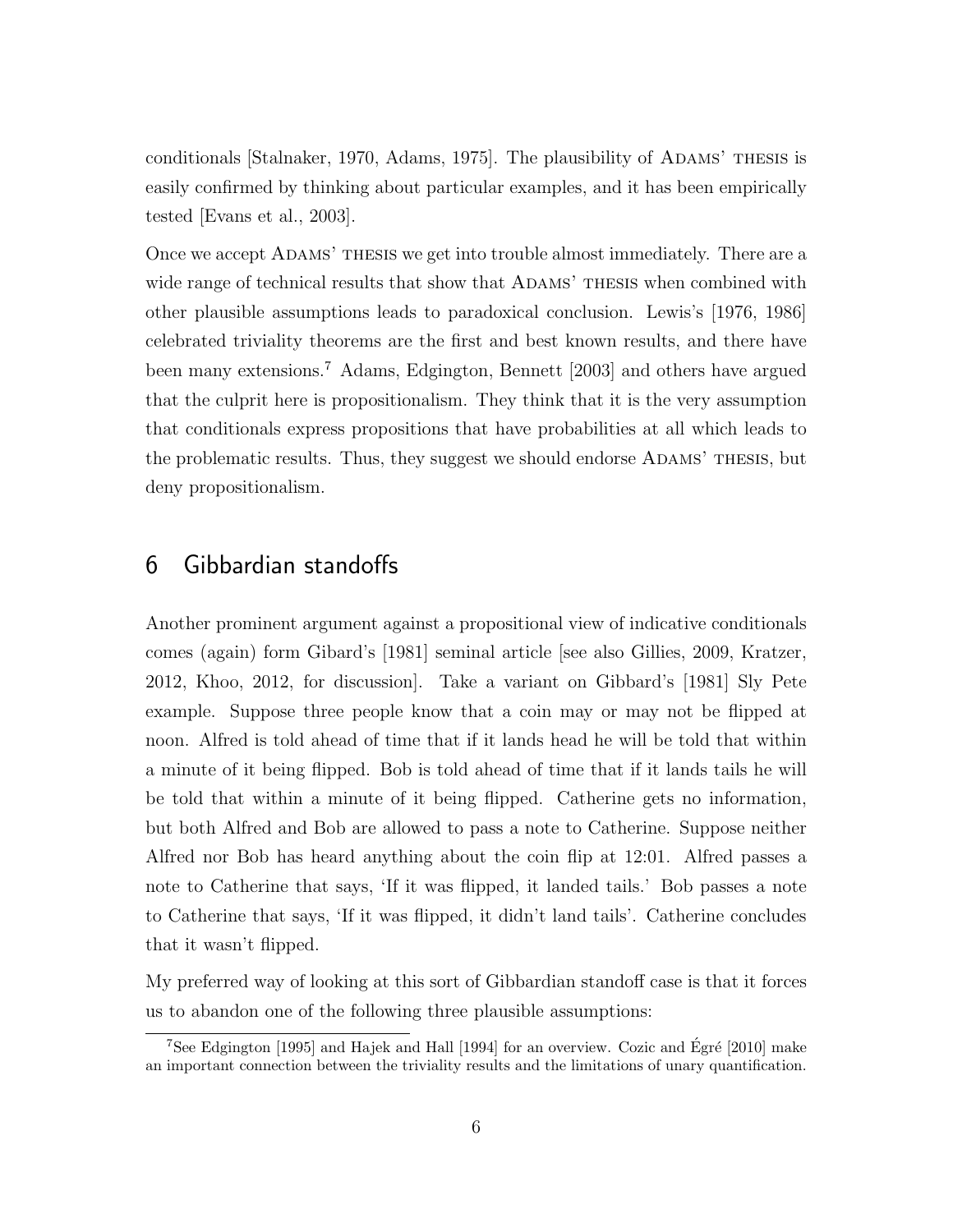conditionals [Stalnaker, 1970, Adams, 1975]. The plausibility of ADAMS' THESIS is easily confirmed by thinking about particular examples, and it has been empirically tested [Evans et al., 2003].

Once we accept ADAMS' THESIS we get into trouble almost immediately. There are a wide range of technical results that show that ADAMS' THESIS when combined with other plausible assumptions leads to paradoxical conclusion. Lewis's [1976, 1986] celebrated triviality theorems are the first and best known results, and there have been many extensions.[7] Adams, Edgington, Bennett [2003] and others have argued that the culprit here is propositionalism. They think that it is the very assumption that conditionals express propositions that have probabilities at all which leads to the problematic results. Thus, they suggest we should endorse ADAMS' THESIS, but deny propositionalism.

## 6 Gibbardian standoffs

Another prominent argument against a propositional view of indicative conditionals comes (again) form Gibard's [1981] seminal article [see also Gillies, 2009, Kratzer, 2012, Khoo, 2012, for discussion]. Take a variant on Gibbard's [1981] Sly Pete example. Suppose three people know that a coin may or may not be flipped at noon. Alfred is told ahead of time that if it lands head he will be told that within a minute of it being flipped. Bob is told ahead of time that if it lands tails he will be told that within a minute of it being flipped. Catherine gets no information, but both Alfred and Bob are allowed to pass a note to Catherine. Suppose neither Alfred nor Bob has heard anything about the coin flip at 12:01. Alfred passes a note to Catherine that says, 'If it was flipped, it landed tails.' Bob passes a note to Catherine that says, 'If it was flipped, it didn't land tails'. Catherine concludes that it wasn't flipped.

My preferred way of looking at this sort of Gibbardian standoff case is that it forces us to abandon one of the following three plausible assumptions:

[7] See Edgington [1995] and Hajek and Hall [1994] for an overview. Cozic and Égré [2010] make an important connection between the triviality results and the limitations of unary quantification.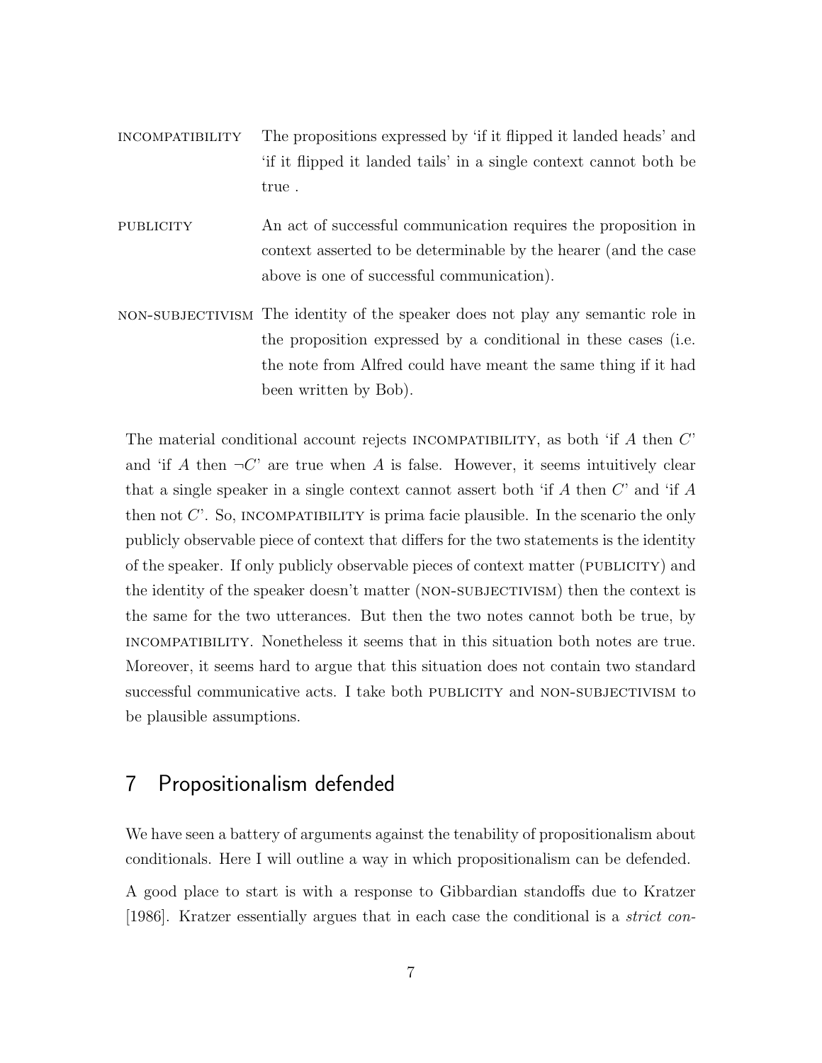INCOMPATIBILITY The propositions expressed by 'if it flipped it landed heads' and 'if it flipped it landed tails' in a single context cannot both be true .

PUBLICITY An act of successful communication requires the proposition in context asserted to be determinable by the hearer (and the case above is one of successful communication).

NON-SUBJECTIVISM The identity of the speaker does not play any semantic role in the proposition expressed by a conditional in these cases (i.e. the note from Alfred could have meant the same thing if it had been written by Bob).

The material conditional account rejects INCOMPATIBILITY, as both 'if $A$ then $C$' and 'if $A$ then $\neg C$' are true when $A$ is false. However, it seems intuitively clear that a single speaker in a single context cannot assert both 'if $A$ then $C$' and 'if $A$ then not $C$'. So, INCOMPATIBILITY is prima facie plausible. In the scenario the only publicly observable piece of context that differs for the two statements is the identity of the speaker. If only publicly observable pieces of context matter (PUBLICITY) and the identity of the speaker doesn't matter (NON-SUBJECTIVISM) then the context is the same for the two utterances. But then the two notes cannot both be true, by INCOMPATIBILITY. Nonetheless it seems that in this situation both notes are true. Moreover, it seems hard to argue that this situation does not contain two standard successful communicative acts. I take both PUBLICITY and NON-SUBJECTIVISM to be plausible assumptions.

## 7 Propositionalism defended

We have seen a battery of arguments against the tenability of propositionalism about conditionals. Here I will outline a way in which propositionalism can be defended.

A good place to start is with a response to Gibbardian standoffs due to Kratzer [1986]. Kratzer essentially argues that in each case the conditional is a *strict con-*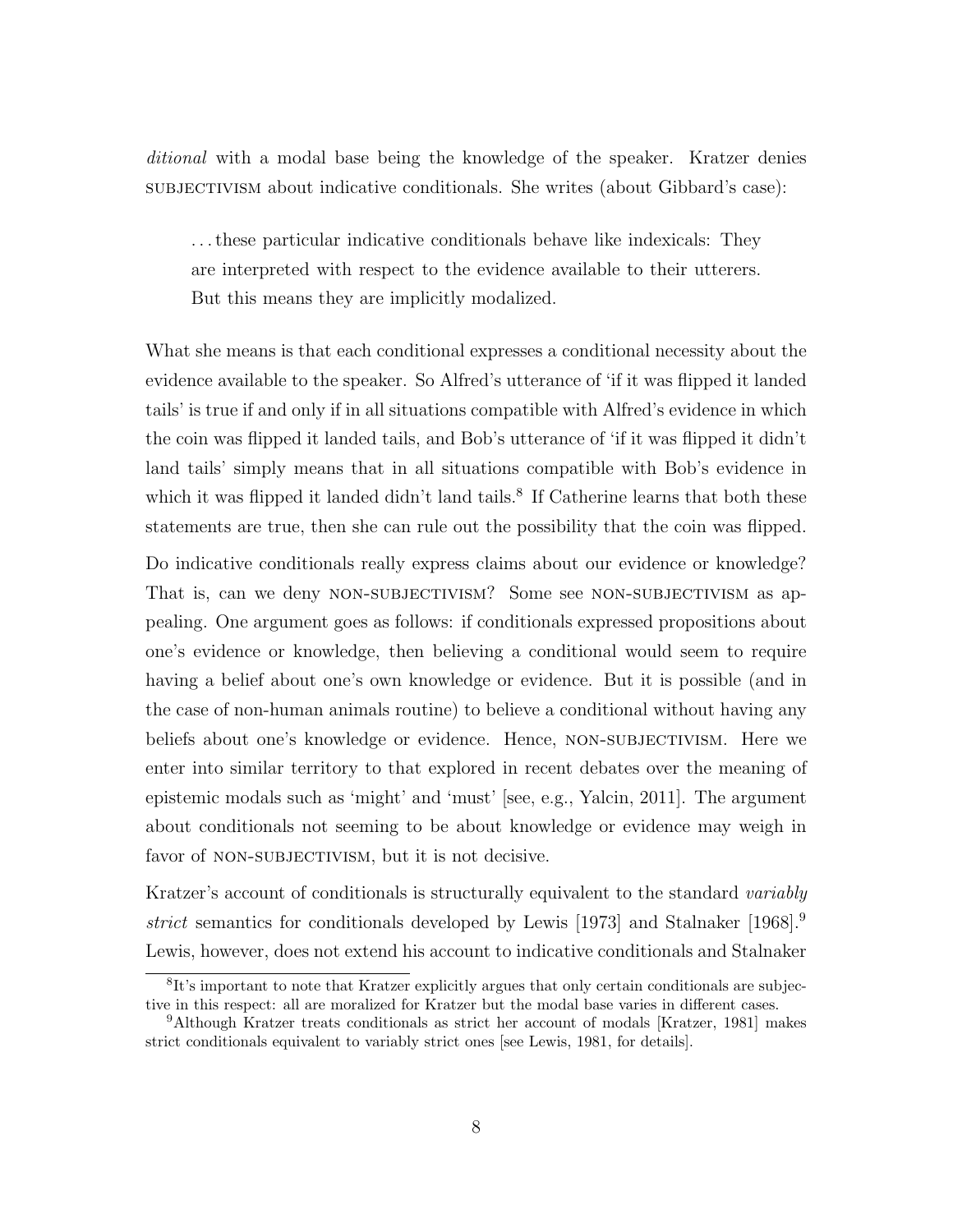*ditional* with a modal base being the knowledge of the speaker. Kratzer denies SUBJECTIVISM about indicative conditionals. She writes (about Gibbard's case):

> ...these particular indicative conditionals behave like indexicals: They are interpreted with respect to the evidence available to their utterers. But this means they are implicitly modalized.

What she means is that each conditional expresses a conditional necessity about the evidence available to the speaker. So Alfred's utterance of 'if it was flipped it landed tails' is true if and only if in all situations compatible with Alfred's evidence in which the coin was flipped it landed tails, and Bob's utterance of 'if it was flipped it didn't land tails' simply means that in all situations compatible with Bob's evidence in which it was flipped it landed didn't land tails.[8] If Catherine learns that both these statements are true, then she can rule out the possibility that the coin was flipped.

Do indicative conditionals really express claims about our evidence or knowledge? That is, can we deny NON-SUBJECTIVISM? Some see NON-SUBJECTIVISM as appealing. One argument goes as follows: if conditionals expressed propositions about one's evidence or knowledge, then believing a conditional would seem to require having a belief about one's own knowledge or evidence. But it is possible (and in the case of non-human animals routine) to believe a conditional without having any beliefs about one's knowledge or evidence. Hence, NON-SUBJECTIVISM. Here we enter into similar territory to that explored in recent debates over the meaning of epistemic modals such as 'might' and 'must' [see, e.g., Yalcin, 2011]. The argument about conditionals not seeming to be about knowledge or evidence may weigh in favor of NON-SUBJECTIVISM, but it is not decisive.

Kratzer's account of conditionals is structurally equivalent to the standard *variably strict* semantics for conditionals developed by Lewis [1973] and Stalnaker [1968].[9] Lewis, however, does not extend his account to indicative conditionals and Stalnaker

[8] It's important to note that Kratzer explicitly argues that only certain conditionals are subjective in this respect: all are moralized for Kratzer but the modal base varies in different cases.

[9] Although Kratzer treats conditionals as strict her account of modals [Kratzer, 1981] makes strict conditionals equivalent to variably strict ones [see Lewis, 1981, for details].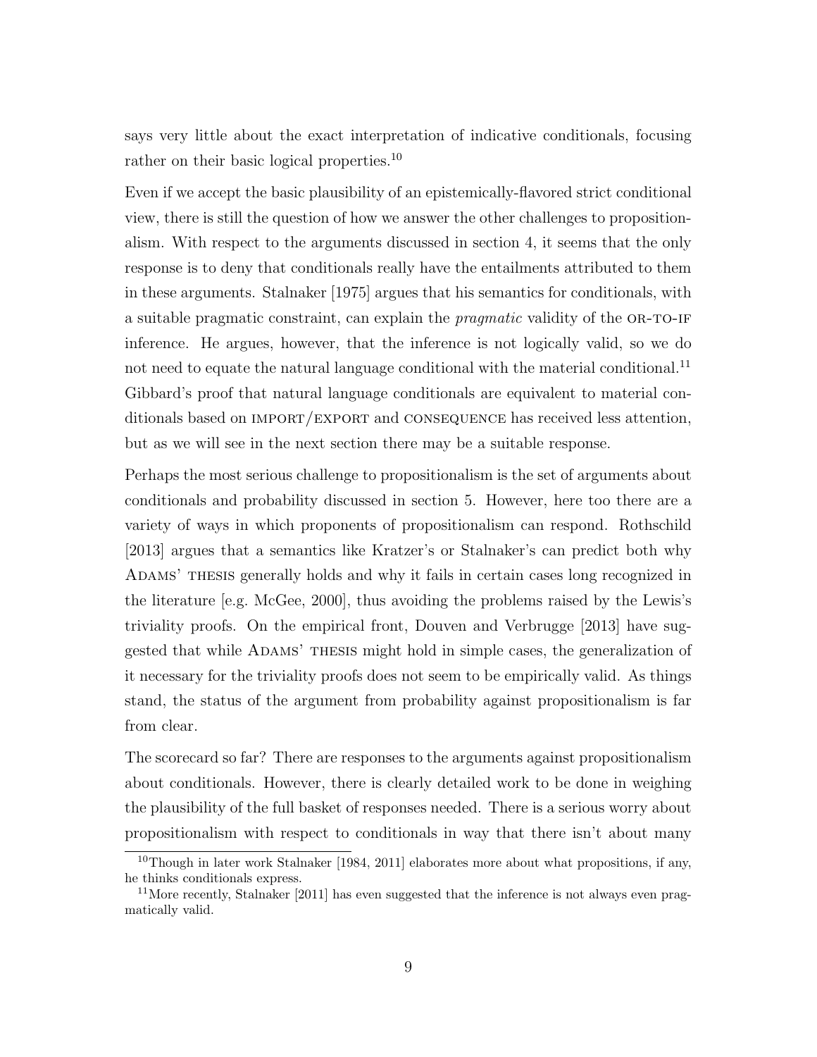says very little about the exact interpretation of indicative conditionals, focusing rather on their basic logical properties.[10]

Even if we accept the basic plausibility of an epistemically-flavored strict conditional view, there is still the question of how we answer the other challenges to propositionalism. With respect to the arguments discussed in section 4, it seems that the only response is to deny that conditionals really have the entailments attributed to them in these arguments. Stalnaker [1975] argues that his semantics for conditionals, with a suitable pragmatic constraint, can explain the *pragmatic* validity of the OR-TO-IF inference. He argues, however, that the inference is not logically valid, so we do not need to equate the natural language conditional with the material conditional.[11] Gibbard's proof that natural language conditionals are equivalent to material conditionals based on IMPORT/EXPORT and CONSEQUENCE has received less attention, but as we will see in the next section there may be a suitable response.

Perhaps the most serious challenge to propositionalism is the set of arguments about conditionals and probability discussed in section 5. However, here too there are a variety of ways in which proponents of propositionalism can respond. Rothschild [2013] argues that a semantics like Kratzer's or Stalnaker's can predict both why ADAMS' THESIS generally holds and why it fails in certain cases long recognized in the literature [e.g. McGee, 2000], thus avoiding the problems raised by the Lewis's triviality proofs. On the empirical front, Douven and Verbrugge [2013] have suggested that while ADAMS' THESIS might hold in simple cases, the generalization of it necessary for the triviality proofs does not seem to be empirically valid. As things stand, the status of the argument from probability against propositionalism is far from clear.

The scorecard so far? There are responses to the arguments against propositionalism about conditionals. However, there is clearly detailed work to be done in weighing the plausibility of the full basket of responses needed. There is a serious worry about propositionalism with respect to conditionals in way that there isn't about many

[10] Though in later work Stalnaker [1984, 2011] elaborates more about what propositions, if any, he thinks conditionals express.

[11] More recently, Stalnaker [2011] has even suggested that the inference is not always even pragmatically valid.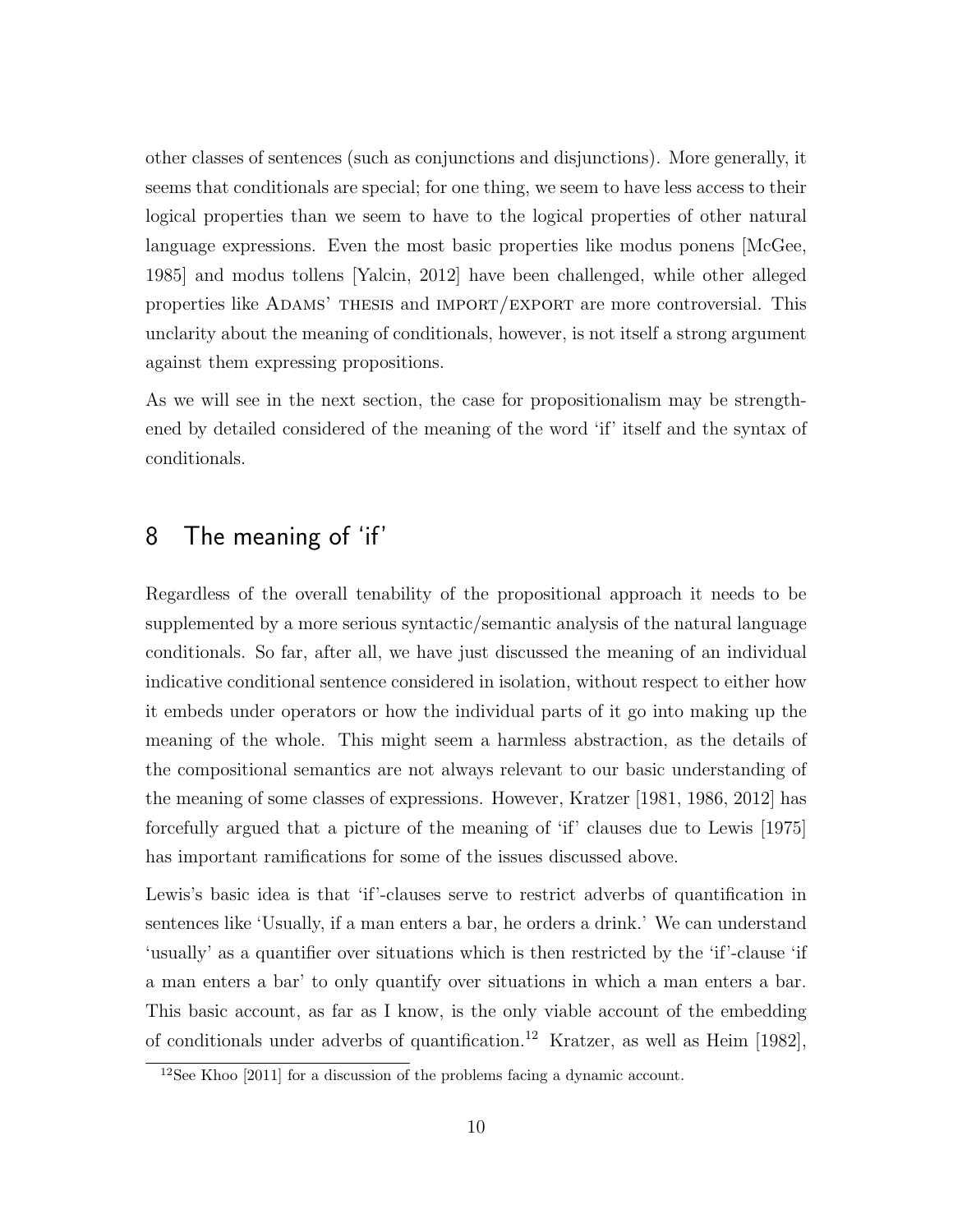other classes of sentences (such as conjunctions and disjunctions). More generally, it seems that conditionals are special; for one thing, we seem to have less access to their logical properties than we seem to have to the logical properties of other natural language expressions. Even the most basic properties like modus ponens [McGee, 1985] and modus tollens [Yalcin, 2012] have been challenged, while other alleged properties like Adams' thesis and import/export are more controversial. This unclarity about the meaning of conditionals, however, is not itself a strong argument against them expressing propositions.

As we will see in the next section, the case for propositionalism may be strengthened by detailed considered of the meaning of the word 'if' itself and the syntax of conditionals.

## 8 The meaning of 'if'

Regardless of the overall tenability of the propositional approach it needs to be supplemented by a more serious syntactic/semantic analysis of the natural language conditionals. So far, after all, we have just discussed the meaning of an individual indicative conditional sentence considered in isolation, without respect to either how it embeds under operators or how the individual parts of it go into making up the meaning of the whole. This might seem a harmless abstraction, as the details of the compositional semantics are not always relevant to our basic understanding of the meaning of some classes of expressions. However, Kratzer [1981, 1986, 2012] has forcefully argued that a picture of the meaning of 'if' clauses due to Lewis [1975] has important ramifications for some of the issues discussed above.

Lewis's basic idea is that 'if'-clauses serve to restrict adverbs of quantification in sentences like 'Usually, if a man enters a bar, he orders a drink.' We can understand 'usually' as a quantifier over situations which is then restricted by the 'if'-clause 'if a man enters a bar' to only quantify over situations in which a man enters a bar. This basic account, as far as I know, is the only viable account of the embedding of conditionals under adverbs of quantification.[12] Kratzer, as well as Heim [1982],

[12] See Khoo [2011] for a discussion of the problems facing a dynamic account.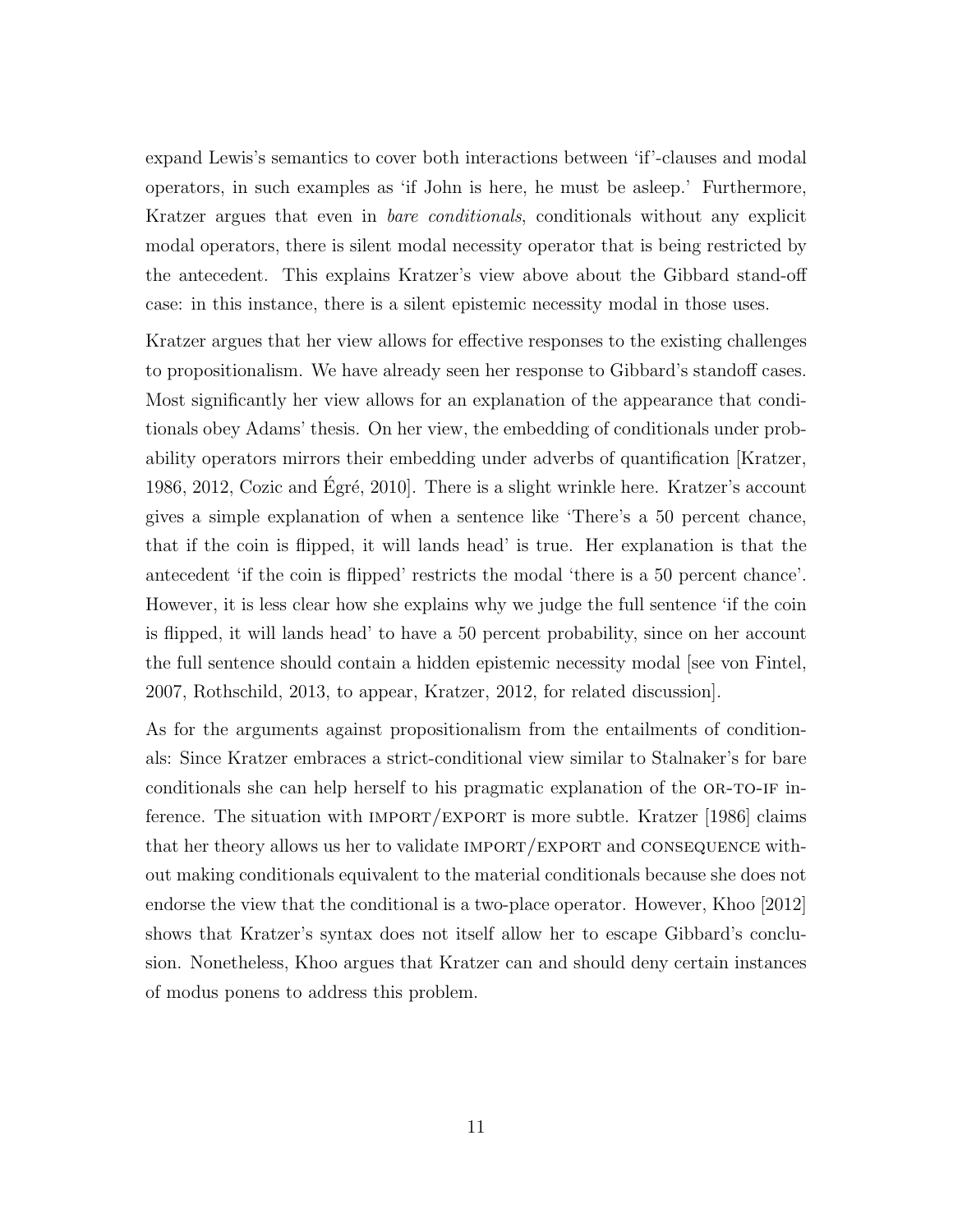expand Lewis's semantics to cover both interactions between 'if'-clauses and modal operators, in such examples as 'if John is here, he must be asleep.' Furthermore, Kratzer argues that even in *bare conditionals*, conditionals without any explicit modal operators, there is silent modal necessity operator that is being restricted by the antecedent. This explains Kratzer's view above about the Gibbard stand-off case: in this instance, there is a silent epistemic necessity modal in those uses.

Kratzer argues that her view allows for effective responses to the existing challenges to propositionalism. We have already seen her response to Gibbard's standoff cases. Most significantly her view allows for an explanation of the appearance that conditionals obey Adams' thesis. On her view, the embedding of conditionals under probability operators mirrors their embedding under adverbs of quantification [Kratzer, 1986, 2012, Cozic and Égré, 2010]. There is a slight wrinkle here. Kratzer's account gives a simple explanation of when a sentence like 'There's a 50 percent chance, that if the coin is flipped, it will lands head' is true. Her explanation is that the antecedent 'if the coin is flipped' restricts the modal 'there is a 50 percent chance'. However, it is less clear how she explains why we judge the full sentence 'if the coin is flipped, it will lands head' to have a 50 percent probability, since on her account the full sentence should contain a hidden epistemic necessity modal [see von Fintel, 2007, Rothschild, 2013, to appear, Kratzer, 2012, for related discussion].

As for the arguments against propositionalism from the entailments of conditionals: Since Kratzer embraces a strict-conditional view similar to Stalnaker's for bare conditionals she can help herself to his pragmatic explanation of the OR-TO-IF inference. The situation with IMPORT/EXPORT is more subtle. Kratzer [1986] claims that her theory allows us her to validate IMPORT/EXPORT and CONSEQUENCE without making conditionals equivalent to the material conditionals because she does not endorse the view that the conditional is a two-place operator. However, Khoo [2012] shows that Kratzer's syntax does not itself allow her to escape Gibbard's conclusion. Nonetheless, Khoo argues that Kratzer can and should deny certain instances of modus ponens to address this problem.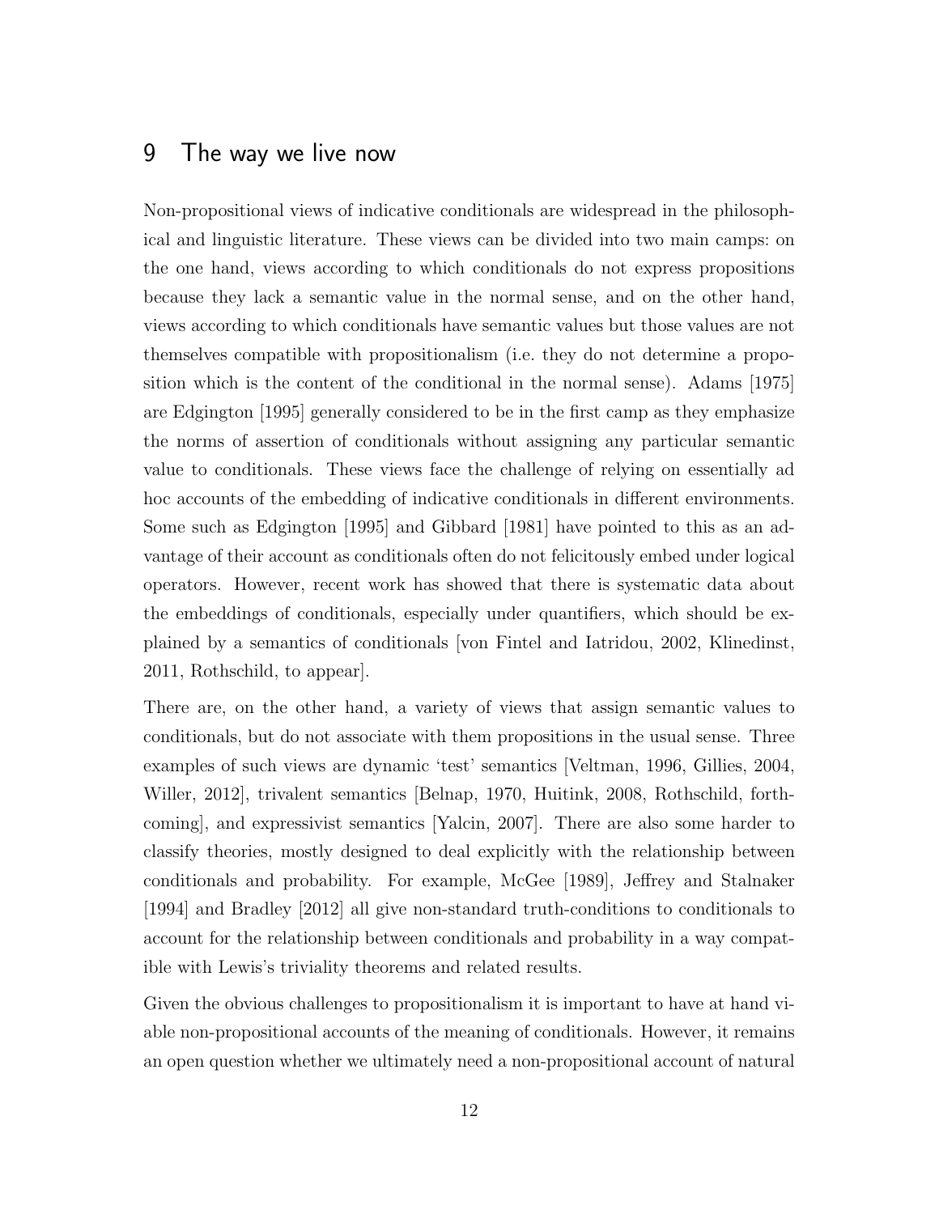## 9 The way we live now

Non-propositional views of indicative conditionals are widespread in the philosophical and linguistic literature. These views can be divided into two main camps: on the one hand, views according to which conditionals do not express propositions because they lack a semantic value in the normal sense, and on the other hand, views according to which conditionals have semantic values but those values are not themselves compatible with propositionalism (i.e. they do not determine a proposition which is the content of the conditional in the normal sense). Adams [1975] are Edgington [1995] generally considered to be in the first camp as they emphasize the norms of assertion of conditionals without assigning any particular semantic value to conditionals. These views face the challenge of relying on essentially ad hoc accounts of the embedding of indicative conditionals in different environments. Some such as Edgington [1995] and Gibbard [1981] have pointed to this as an advantage of their account as conditionals often do not felicitously embed under logical operators. However, recent work has showed that there is systematic data about the embeddings of conditionals, especially under quantifiers, which should be explained by a semantics of conditionals [von Fintel and Iatridou, 2002, Klinedinst, 2011, Rothschild, to appear].

There are, on the other hand, a variety of views that assign semantic values to conditionals, but do not associate with them propositions in the usual sense. Three examples of such views are dynamic 'test' semantics [Veltman, 1996, Gillies, 2004, Willer, 2012], trivalent semantics [Belnap, 1970, Huitink, 2008, Rothschild, forthcoming], and expressivist semantics [Yalcin, 2007]. There are also some harder to classify theories, mostly designed to deal explicitly with the relationship between conditionals and probability. For example, McGee [1989], Jeffrey and Stalnaker [1994] and Bradley [2012] all give non-standard truth-conditions to conditionals to account for the relationship between conditionals and probability in a way compatible with Lewis's triviality theorems and related results.

Given the obvious challenges to propositionalism it is important to have at hand viable non-propositional accounts of the meaning of conditionals. However, it remains an open question whether we ultimately need a non-propositional account of natural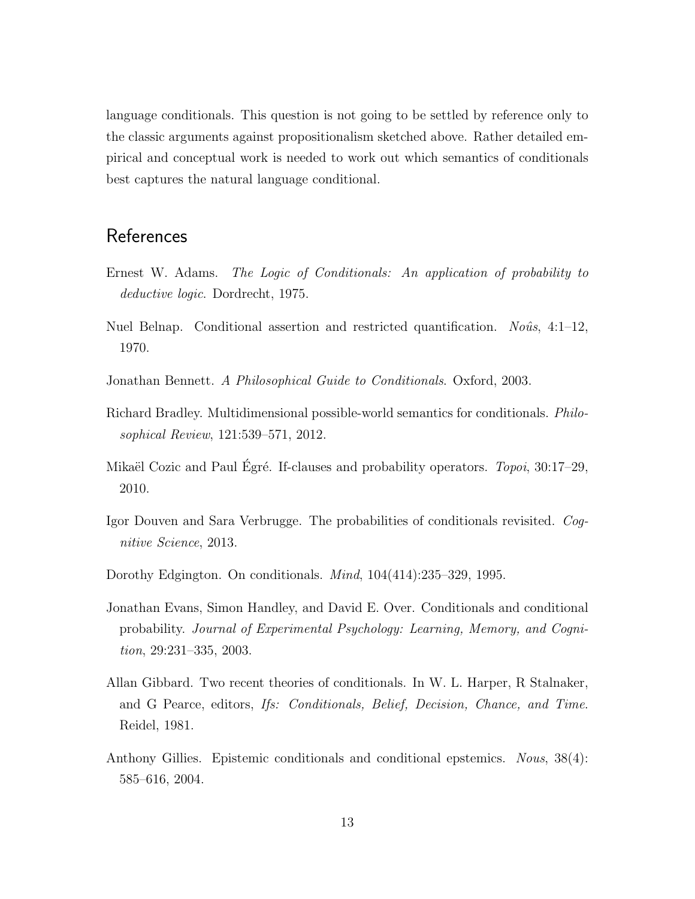language conditionals. This question is not going to be settled by reference only to the classic arguments against propositionalism sketched above. Rather detailed empirical and conceptual work is needed to work out which semantics of conditionals best captures the natural language conditional.

## References

Ernest W. Adams. *The Logic of Conditionals: An application of probability to deductive logic*. Dordrecht, 1975.

Nuel Belnap. Conditional assertion and restricted quantification. *Noûs*, 4:1–12, 1970.

Jonathan Bennett. *A Philosophical Guide to Conditionals*. Oxford, 2003.

Richard Bradley. Multidimensional possible-world semantics for conditionals. *Philosophical Review*, 121:539–571, 2012.

Mikaël Cozic and Paul Égré. If-clauses and probability operators. *Topoi*, 30:17–29, 2010.

Igor Douven and Sara Verbrugge. The probabilities of conditionals revisited. *Cognitive Science*, 2013.

Dorothy Edgington. On conditionals. *Mind*, 104(414):235–329, 1995.

Jonathan Evans, Simon Handley, and David E. Over. Conditionals and conditional probability. *Journal of Experimental Psychology: Learning, Memory, and Cognition*, 29:231–335, 2003.

Allan Gibbard. Two recent theories of conditionals. In W. L. Harper, R Stalnaker, and G Pearce, editors, *Ifs: Conditionals, Belief, Decision, Chance, and Time*. Reidel, 1981.

Anthony Gillies. Epistemic conditionals and conditional epstemics. *Nous*, 38(4): 585–616, 2004.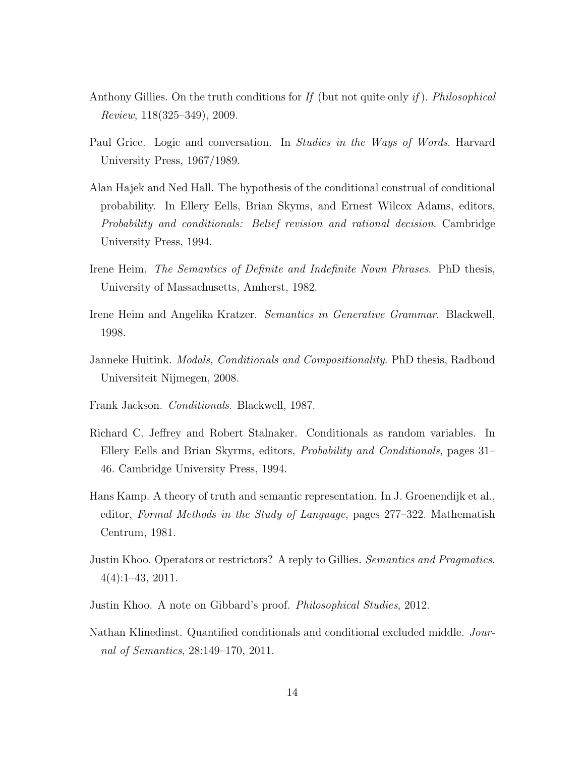Anthony Gillies. On the truth conditions for *If* (but not quite only *if*). *Philosophical Review*, 118(325–349), 2009.

Paul Grice. Logic and conversation. In *Studies in the Ways of Words*. Harvard University Press, 1967/1989.

Alan Hajek and Ned Hall. The hypothesis of the conditional construal of conditional probability. In Ellery Eells, Brian Skyms, and Ernest Wilcox Adams, editors, *Probability and conditionals: Belief revision and rational decision*. Cambridge University Press, 1994.

Irene Heim. *The Semantics of Definite and Indefinite Noun Phrases*. PhD thesis, University of Massachusetts, Amherst, 1982.

Irene Heim and Angelika Kratzer. *Semantics in Generative Grammar*. Blackwell, 1998.

Janneke Huitink. *Modals, Conditionals and Compositionality*. PhD thesis, Radboud Universiteit Nijmegen, 2008.

Frank Jackson. *Conditionals*. Blackwell, 1987.

Richard C. Jeffrey and Robert Stalnaker. Conditionals as random variables. In Ellery Eells and Brian Skyrms, editors, *Probability and Conditionals*, pages 31–46. Cambridge University Press, 1994.

Hans Kamp. A theory of truth and semantic representation. In J. Groenendijk et al., editor, *Formal Methods in the Study of Language*, pages 277–322. Mathematish Centrum, 1981.

Justin Khoo. Operators or restrictors? A reply to Gillies. *Semantics and Pragmatics*, 4(4):1–43, 2011.

Justin Khoo. A note on Gibbard's proof. *Philosophical Studies*, 2012.

Nathan Klinedinst. Quantified conditionals and conditional excluded middle. *Journal of Semantics*, 28:149–170, 2011.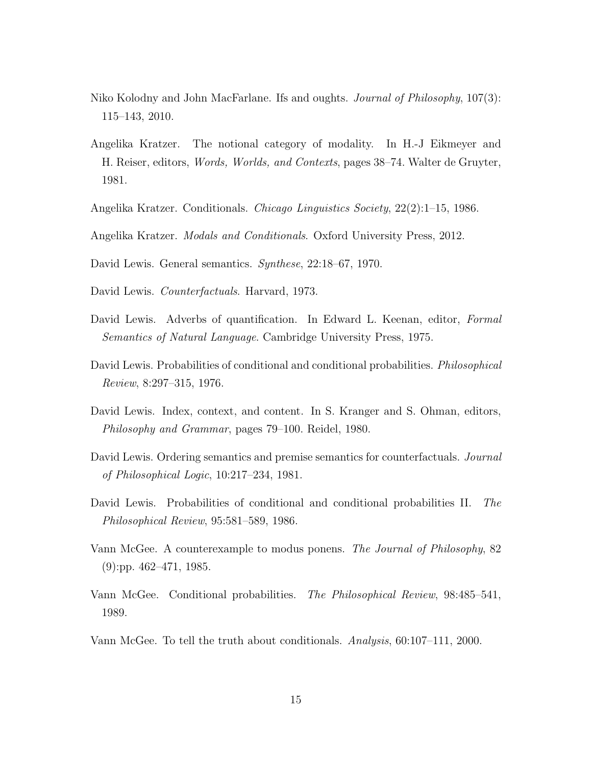Niko Kolodny and John MacFarlane. Ifs and oughts. *Journal of Philosophy*, 107(3): 115–143, 2010.

Angelika Kratzer. The notional category of modality. In H.-J Eikmeyer and H. Reiser, editors, *Words, Worlds, and Contexts*, pages 38–74. Walter de Gruyter, 1981.

Angelika Kratzer. Conditionals. *Chicago Linguistics Society*, 22(2):1–15, 1986.

Angelika Kratzer. *Modals and Conditionals*. Oxford University Press, 2012.

David Lewis. General semantics. *Synthese*, 22:18–67, 1970.

David Lewis. *Counterfactuals*. Harvard, 1973.

David Lewis. Adverbs of quantification. In Edward L. Keenan, editor, *Formal Semantics of Natural Language*. Cambridge University Press, 1975.

David Lewis. Probabilities of conditional and conditional probabilities. *Philosophical Review*, 8:297–315, 1976.

David Lewis. Index, context, and content. In S. Kranger and S. Ohman, editors, *Philosophy and Grammar*, pages 79–100. Reidel, 1980.

David Lewis. Ordering semantics and premise semantics for counterfactuals. *Journal of Philosophical Logic*, 10:217–234, 1981.

David Lewis. Probabilities of conditional and conditional probabilities II. *The Philosophical Review*, 95:581–589, 1986.

Vann McGee. A counterexample to modus ponens. *The Journal of Philosophy*, 82 (9):pp. 462–471, 1985.

Vann McGee. Conditional probabilities. *The Philosophical Review*, 98:485–541, 1989.

Vann McGee. To tell the truth about conditionals. *Analysis*, 60:107–111, 2000.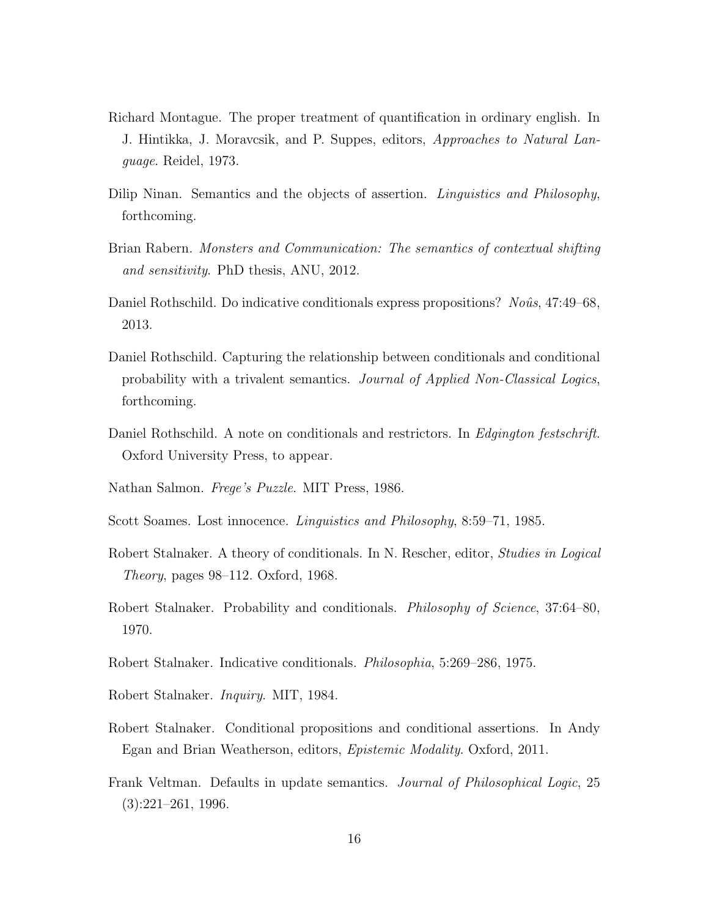Richard Montague. The proper treatment of quantification in ordinary english. In J. Hintikka, J. Moravcsik, and P. Suppes, editors, *Approaches to Natural Language*. Reidel, 1973.

Dilip Ninan. Semantics and the objects of assertion. *Linguistics and Philosophy*, forthcoming.

Brian Rabern. *Monsters and Communication: The semantics of contextual shifting and sensitivity*. PhD thesis, ANU, 2012.

Daniel Rothschild. Do indicative conditionals express propositions? *Noûs*, 47:49–68, 2013.

Daniel Rothschild. Capturing the relationship between conditionals and conditional probability with a trivalent semantics. *Journal of Applied Non-Classical Logics*, forthcoming.

Daniel Rothschild. A note on conditionals and restrictors. In *Edgington festschrift*. Oxford University Press, to appear.

Nathan Salmon. *Frege's Puzzle*. MIT Press, 1986.

Scott Soames. Lost innocence. *Linguistics and Philosophy*, 8:59–71, 1985.

Robert Stalnaker. A theory of conditionals. In N. Rescher, editor, *Studies in Logical Theory*, pages 98–112. Oxford, 1968.

Robert Stalnaker. Probability and conditionals. *Philosophy of Science*, 37:64–80, 1970.

Robert Stalnaker. Indicative conditionals. *Philosophia*, 5:269–286, 1975.

Robert Stalnaker. *Inquiry*. MIT, 1984.

Robert Stalnaker. Conditional propositions and conditional assertions. In Andy Egan and Brian Weatherson, editors, *Epistemic Modality*. Oxford, 2011.

Frank Veltman. Defaults in update semantics. *Journal of Philosophical Logic*, 25 (3):221–261, 1996.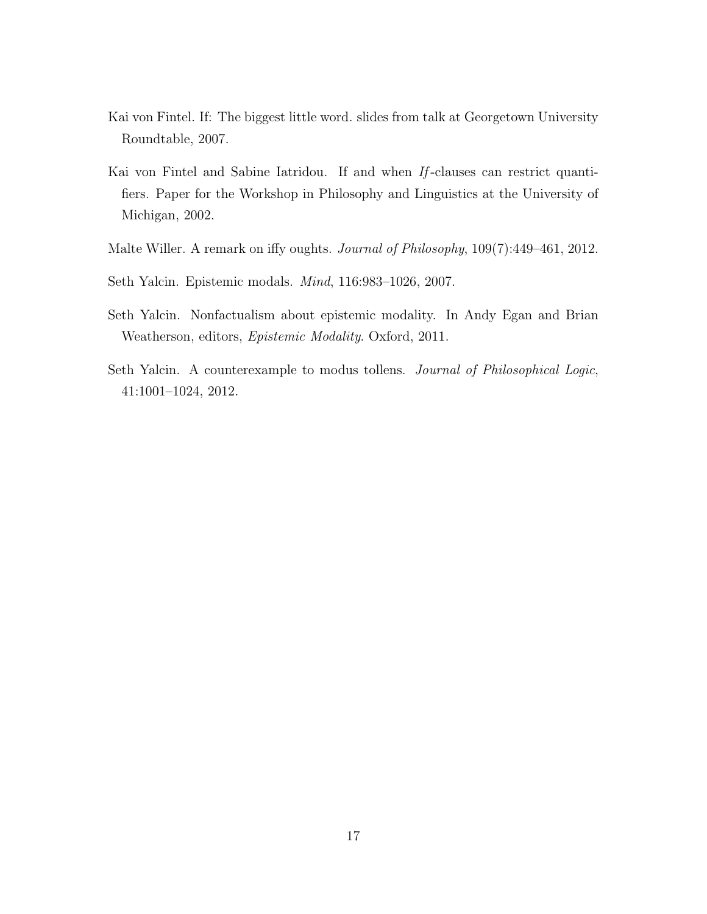Kai von Fintel. If: The biggest little word. slides from talk at Georgetown University Roundtable, 2007.

Kai von Fintel and Sabine Iatridou. If and when *If*-clauses can restrict quantifiers. Paper for the Workshop in Philosophy and Linguistics at the University of Michigan, 2002.

Malte Willer. A remark on iffy oughts. *Journal of Philosophy*, 109(7):449–461, 2012.

Seth Yalcin. Epistemic modals. *Mind*, 116:983–1026, 2007.

Seth Yalcin. Nonfactualism about epistemic modality. In Andy Egan and Brian Weatherson, editors, *Epistemic Modality*. Oxford, 2011.

Seth Yalcin. A counterexample to modus tollens. *Journal of Philosophical Logic*, 41:1001–1024, 2012.